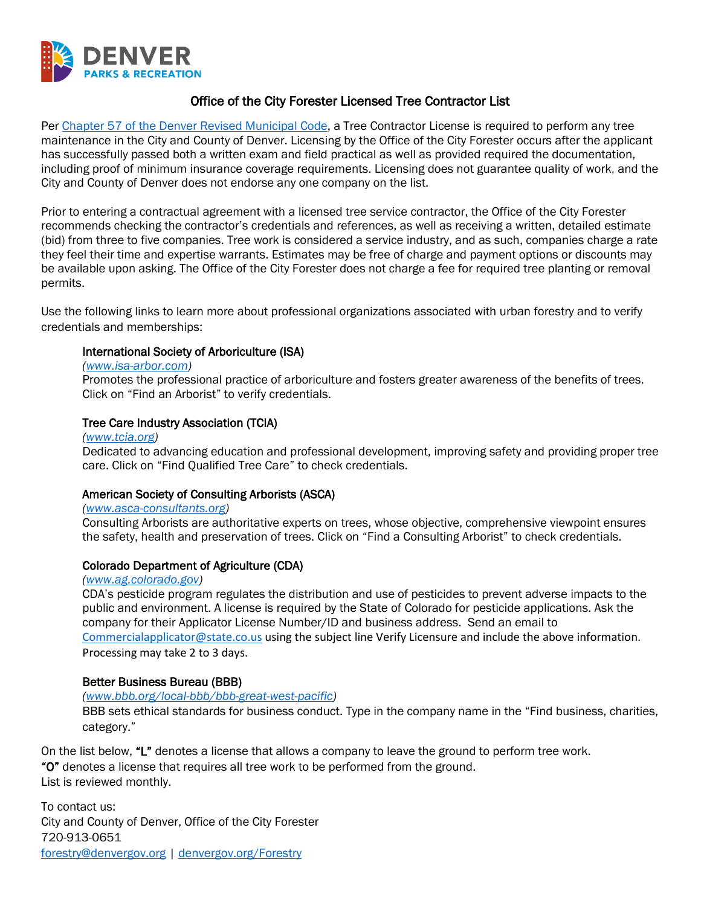DENVER
PARKS & RECREATION

# Office of the City Forester Licensed Tree Contractor List

Per [Chapter 57 of the Denver Revised Municipal Code](), a Tree Contractor License is required to perform any tree maintenance in the City and County of Denver. Licensing by the Office of the City Forester occurs after the applicant has successfully passed both a written exam and field practical as well as provided required the documentation, including proof of minimum insurance coverage requirements. Licensing does not guarantee quality of work, and the City and County of Denver does not endorse any one company on the list.

Prior to entering a contractual agreement with a licensed tree service contractor, the Office of the City Forester recommends checking the contractor's credentials and references, as well as receiving a written, detailed estimate (bid) from three to five companies. Tree work is considered a service industry, and as such, companies charge a rate they feel their time and expertise warrants. Estimates may be free of charge and payment options or discounts may be available upon asking. The Office of the City Forester does not charge a fee for required tree planting or removal permits.

Use the following links to learn more about professional organizations associated with urban forestry and to verify credentials and memberships:

**International Society of Arboriculture (ISA)**
*(www.isa-arbor.com)*
Promotes the professional practice of arboriculture and fosters greater awareness of the benefits of trees. Click on "Find an Arborist" to verify credentials.

**Tree Care Industry Association (TCIA)**
*(www.tcia.org)*
Dedicated to advancing education and professional development, improving safety and providing proper tree care. Click on "Find Qualified Tree Care" to check credentials.

**American Society of Consulting Arborists (ASCA)**
*(www.asca-consultants.org)*
Consulting Arborists are authoritative experts on trees, whose objective, comprehensive viewpoint ensures the safety, health and preservation of trees. Click on "Find a Consulting Arborist" to check credentials.

**Colorado Department of Agriculture (CDA)**
*(www.ag.colorado.gov)*
CDA's pesticide program regulates the distribution and use of pesticides to prevent adverse impacts to the public and environment. A license is required by the State of Colorado for pesticide applications. Ask the company for their Applicator License Number/ID and business address. Send an email to Commercialapplicator@state.co.us using the subject line Verify Licensure and include the above information. Processing may take 2 to 3 days.

**Better Business Bureau (BBB)**
*(www.bbb.org/local-bbb/bbb-great-west-pacific)*
BBB sets ethical standards for business conduct. Type in the company name in the "Find business, charities, category."

On the list below, **"L"** denotes a license that allows a company to leave the ground to perform tree work.
**"O"** denotes a license that requires all tree work to be performed from the ground.
List is reviewed monthly.

To contact us:
City and County of Denver, Office of the City Forester
720-913-0651
forestry@denvergov.org | denvergov.org/Forestry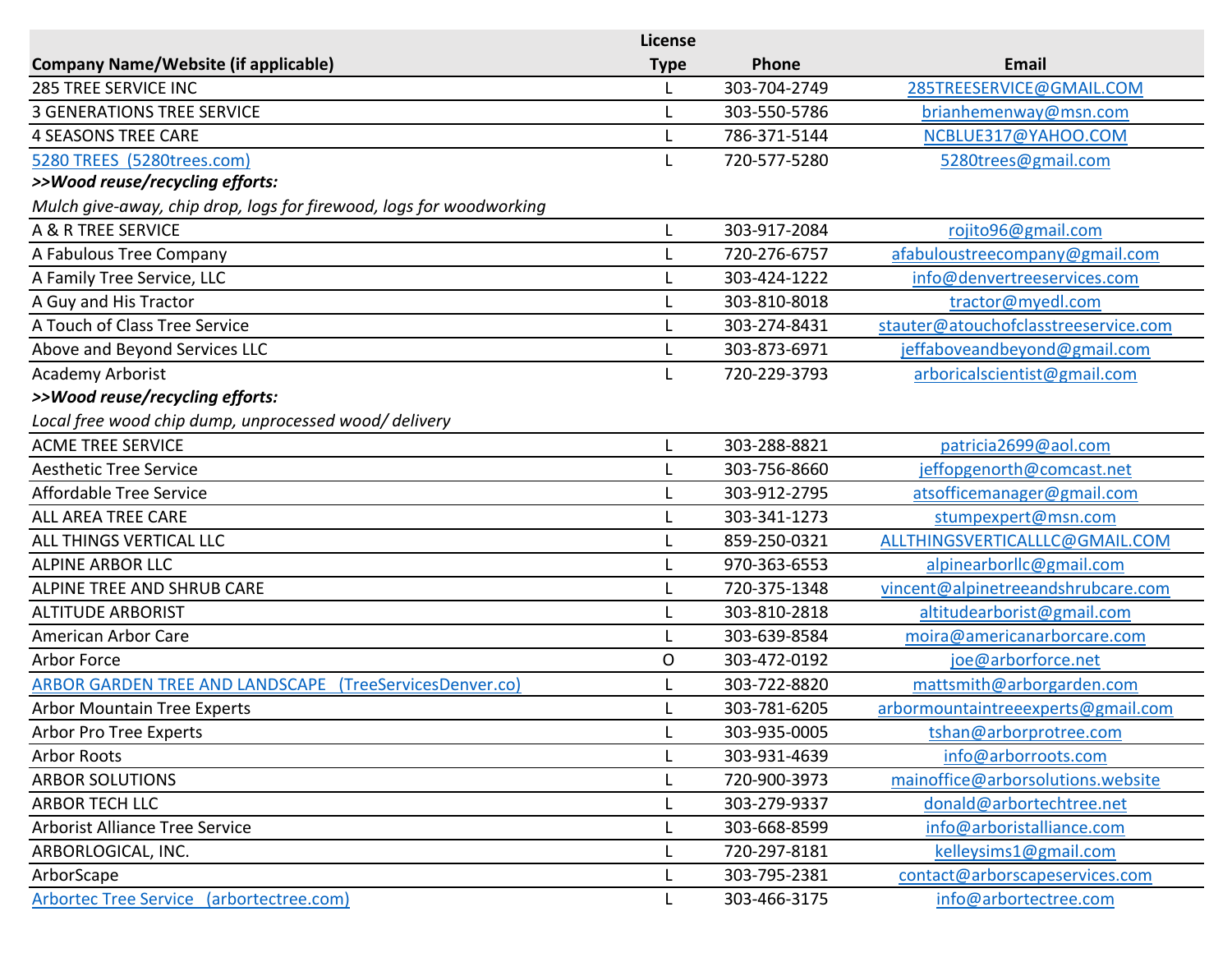| Company Name/Website (if applicable) | License Type | Phone | Email |
|---|---|---|---|
| 285 TREE SERVICE INC | L | 303-704-2749 | 285TREESERVICE@GMAIL.COM |
| 3 GENERATIONS TREE SERVICE | L | 303-550-5786 | brianhemenway@msn.com |
| 4 SEASONS TREE CARE | L | 786-371-5144 | NCBLUE317@YAHOO.COM |
| 5280 TREES (5280trees.com) | L | 720-577-5280 | 5280trees@gmail.com |
| ***>>Wood reuse/recycling efforts:*** | | | |
| *Mulch give-away, chip drop, logs for firewood, logs for woodworking* | | | |
| A & R TREE SERVICE | L | 303-917-2084 | rojito96@gmail.com |
| A Fabulous Tree Company | L | 720-276-6757 | afabuloustreecompany@gmail.com |
| A Family Tree Service, LLC | L | 303-424-1222 | info@denvertreeservices.com |
| A Guy and His Tractor | L | 303-810-8018 | tractor@myedl.com |
| A Touch of Class Tree Service | L | 303-274-8431 | stauter@atouchofclasstreeservice.com |
| Above and Beyond Services LLC | L | 303-873-6971 | jeffaboveandbeyond@gmail.com |
| Academy Arborist | L | 720-229-3793 | arboricalscientist@gmail.com |
| ***>>Wood reuse/recycling efforts:*** | | | |
| *Local free wood chip dump, unprocessed wood/ delivery* | | | |
| ACME TREE SERVICE | L | 303-288-8821 | patricia2699@aol.com |
| Aesthetic Tree Service | L | 303-756-8660 | jeffopgenorth@comcast.net |
| Affordable Tree Service | L | 303-912-2795 | atsofficemanager@gmail.com |
| ALL AREA TREE CARE | L | 303-341-1273 | stumpexpert@msn.com |
| ALL THINGS VERTICAL LLC | L | 859-250-0321 | ALLTHINGSVERTICALLLC@GMAIL.COM |
| ALPINE ARBOR LLC | L | 970-363-6553 | alpinearborllc@gmail.com |
| ALPINE TREE AND SHRUB CARE | L | 720-375-1348 | vincent@alpinetreeandshrubcare.com |
| ALTITUDE ARBORIST | L | 303-810-2818 | altitudearborist@gmail.com |
| American Arbor Care | L | 303-639-8584 | moira@americanarborcare.com |
| Arbor Force | O | 303-472-0192 | joe@arborforce.net |
| ARBOR GARDEN TREE AND LANDSCAPE (TreeServicesDenver.co) | L | 303-722-8820 | mattsmith@arborgarden.com |
| Arbor Mountain Tree Experts | L | 303-781-6205 | arbormountaintreeexperts@gmail.com |
| Arbor Pro Tree Experts | L | 303-935-0005 | tshan@arborprotree.com |
| Arbor Roots | L | 303-931-4639 | info@arborroots.com |
| ARBOR SOLUTIONS | L | 720-900-3973 | mainoffice@arborsolutions.website |
| ARBOR TECH LLC | L | 303-279-9337 | donald@arbortechtree.net |
| Arborist Alliance Tree Service | L | 303-668-8599 | info@arboristalliance.com |
| ARBORLOGICAL, INC. | L | 720-297-8181 | kelleysims1@gmail.com |
| ArborScape | L | 303-795-2381 | contact@arborscapeservices.com |
| Arbortec Tree Service (arbortectree.com) | L | 303-466-3175 | info@arbortectree.com |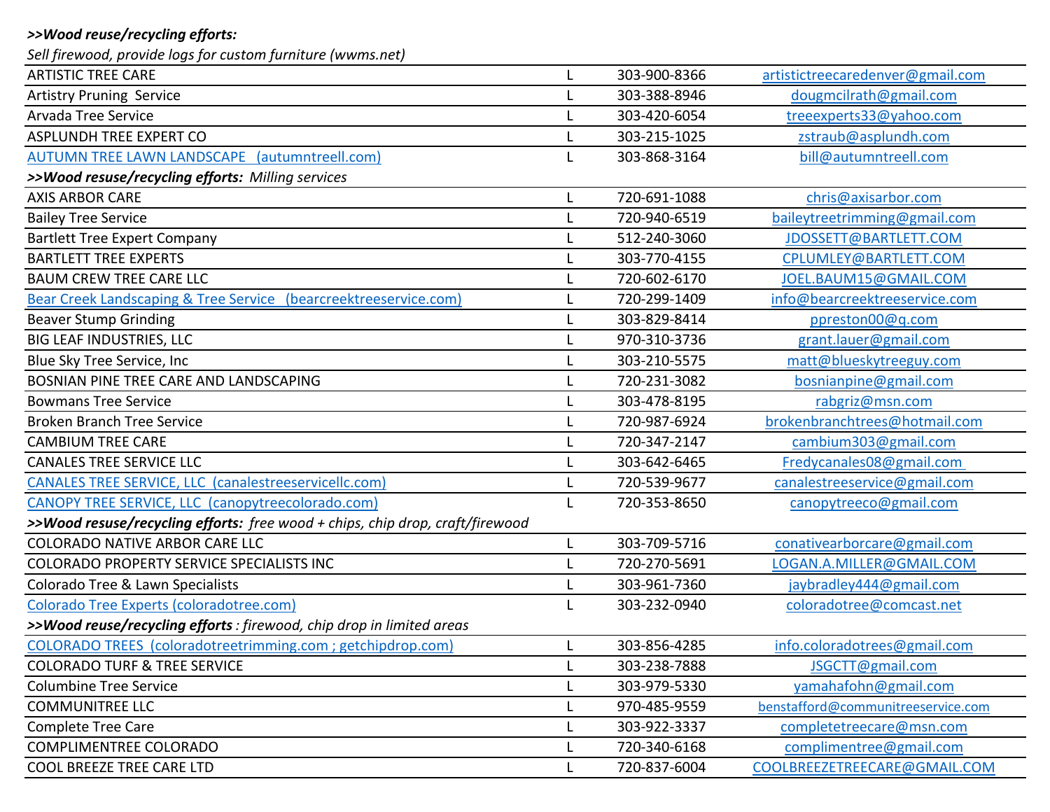***>>Wood reuse/recycling efforts:***
*Sell firewood, provide logs for custom furniture (wwms.net)*

| | | | |
|---|---|---|---|
| ARTISTIC TREE CARE | L | 303-900-8366 | artistictreecaredenver@gmail.com |
| Artistry Pruning Service | L | 303-388-8946 | dougmcilrath@gmail.com |
| Arvada Tree Service | L | 303-420-6054 | treeexperts33@yahoo.com |
| ASPLUNDH TREE EXPERT CO | L | 303-215-1025 | zstraub@asplundh.com |
| AUTUMN TREE LAWN LANDSCAPE (autumntreell.com) | L | 303-868-3164 | bill@autumntreell.com |
| ***>>Wood resuse/recycling efforts:*** *Milling services* | | | |
| AXIS ARBOR CARE | L | 720-691-1088 | chris@axisarbor.com |
| Bailey Tree Service | L | 720-940-6519 | baileytreetrimming@gmail.com |
| Bartlett Tree Expert Company | L | 512-240-3060 | JDOSSETT@BARTLETT.COM |
| BARTLETT TREE EXPERTS | L | 303-770-4155 | CPLUMLEY@BARTLETT.COM |
| BAUM CREW TREE CARE LLC | L | 720-602-6170 | JOEL.BAUM15@GMAIL.COM |
| Bear Creek Landscaping & Tree Service (bearcreektreeservice.com) | L | 720-299-1409 | info@bearcreektreeservice.com |
| Beaver Stump Grinding | L | 303-829-8414 | ppreston00@q.com |
| BIG LEAF INDUSTRIES, LLC | L | 970-310-3736 | grant.lauer@gmail.com |
| Blue Sky Tree Service, Inc | L | 303-210-5575 | matt@blueskytreeguy.com |
| BOSNIAN PINE TREE CARE AND LANDSCAPING | L | 720-231-3082 | bosnianpine@gmail.com |
| Bowmans Tree Service | L | 303-478-8195 | rabgriz@msn.com |
| Broken Branch Tree Service | L | 720-987-6924 | brokenbranchtrees@hotmail.com |
| CAMBIUM TREE CARE | L | 720-347-2147 | cambium303@gmail.com |
| CANALES TREE SERVICE LLC | L | 303-642-6465 | Fredycanales08@gmail.com |
| CANALES TREE SERVICE, LLC (canalestreeservicellc.com) | L | 720-539-9677 | canalestreeservice@gmail.com |
| CANOPY TREE SERVICE, LLC (canopytreecolorado.com) | L | 720-353-8650 | canopytreeco@gmail.com |
| ***>>Wood resuse/recycling efforts:*** *free wood + chips, chip drop, craft/firewood* | | | |
| COLORADO NATIVE ARBOR CARE LLC | L | 303-709-5716 | conativearborcare@gmail.com |
| COLORADO PROPERTY SERVICE SPECIALISTS INC | L | 720-270-5691 | LOGAN.A.MILLER@GMAIL.COM |
| Colorado Tree & Lawn Specialists | L | 303-961-7360 | jaybradley444@gmail.com |
| Colorado Tree Experts (coloradotree.com) | L | 303-232-0940 | coloradotree@comcast.net |
| ***>>Wood resuse/recycling efforts*** *: firewood, chip drop in limited areas* | | | |
| COLORADO TREES (coloradotreetrimming.com ; getchipdrop.com) | L | 303-856-4285 | info.coloradotrees@gmail.com |
| COLORADO TURF & TREE SERVICE | L | 303-238-7888 | JSGCTT@gmail.com |
| Columbine Tree Service | L | 303-979-5330 | yamahafohn@gmail.com |
| COMMUNITREE LLC | L | 970-485-9559 | benstafford@communitreeservice.com |
| Complete Tree Care | L | 303-922-3337 | completetreecare@msn.com |
| COMPLIMENTREE COLORADO | L | 720-340-6168 | complimentree@gmail.com |
| COOL BREEZE TREE CARE LTD | L | 720-837-6004 | COOLBREEZETREECARE@GMAIL.COM |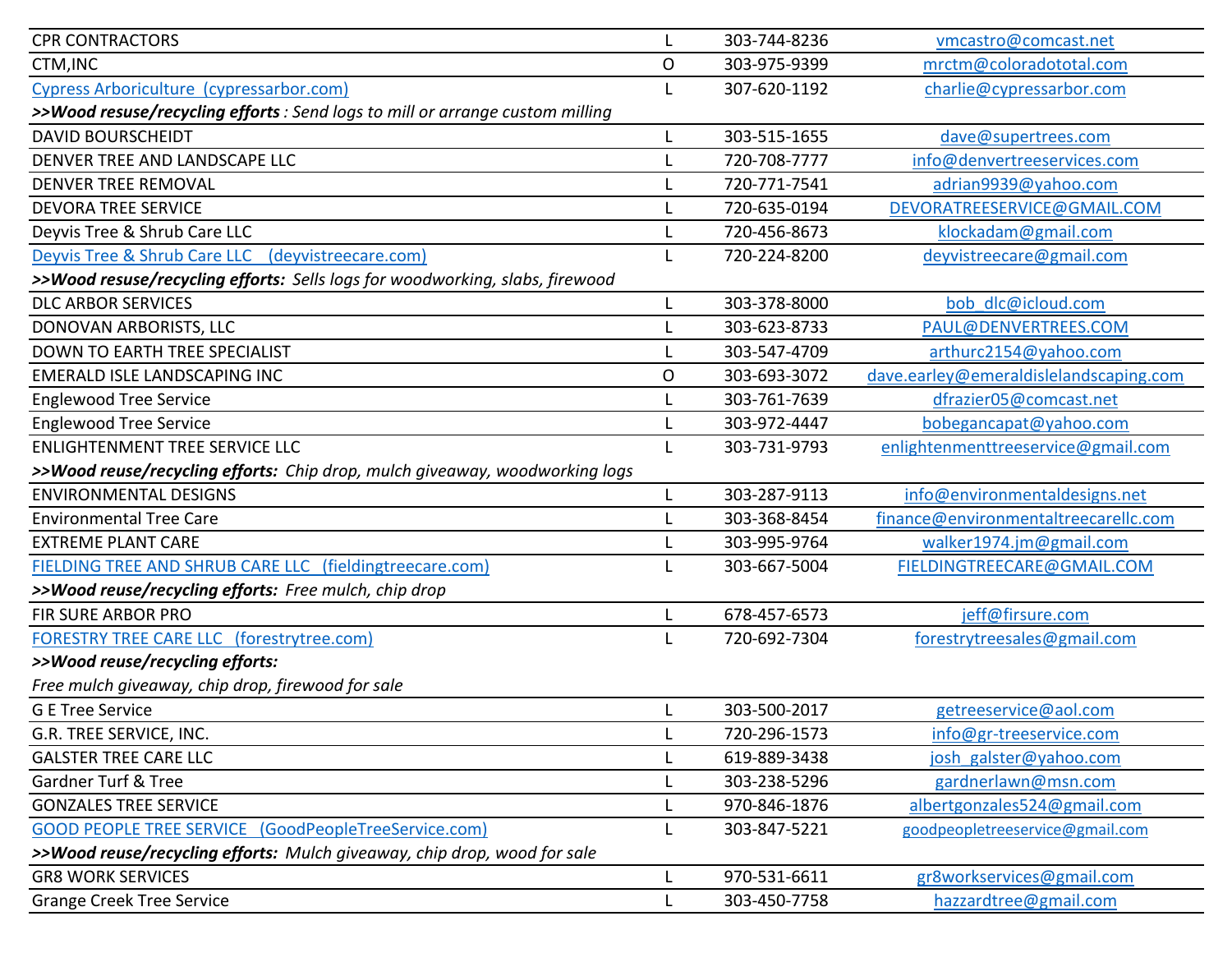| | | | |
|---|---|---|---|
| CPR CONTRACTORS | L | 303-744-8236 | vmcastro@comcast.net |
| CTM,INC | O | 303-975-9399 | mrctm@coloradototal.com |
| Cypress Arboriculture (cypressarbor.com) | L | 307-620-1192 | charlie@cypressarbor.com |
| ***>>Wood resuse/recycling efforts** : Send logs to mill or arrange custom milling* | | | |
| DAVID BOURSCHEIDT | L | 303-515-1655 | dave@supertrees.com |
| DENVER TREE AND LANDSCAPE LLC | L | 720-708-7777 | info@denvertreeservices.com |
| DENVER TREE REMOVAL | L | 720-771-7541 | adrian9939@yahoo.com |
| DEVORA TREE SERVICE | L | 720-635-0194 | DEVORATREESERVICE@GMAIL.COM |
| Deyvis Tree & Shrub Care LLC | L | 720-456-8673 | klockadam@gmail.com |
| Deyvis Tree & Shrub Care LLC (deyvistreecare.com) | L | 720-224-8200 | deyvistreecare@gmail.com |
| ***>>Wood resuse/recycling efforts:** Sells logs for woodworking, slabs, firewood* | | | |
| DLC ARBOR SERVICES | L | 303-378-8000 | bob_dlc@icloud.com |
| DONOVAN ARBORISTS, LLC | L | 303-623-8733 | PAUL@DENVERTREES.COM |
| DOWN TO EARTH TREE SPECIALIST | L | 303-547-4709 | arthurc2154@yahoo.com |
| EMERALD ISLE LANDSCAPING INC | O | 303-693-3072 | dave.earley@emeraldislelandscaping.com |
| Englewood Tree Service | L | 303-761-7639 | dfrazier05@comcast.net |
| Englewood Tree Service | L | 303-972-4447 | bobegancapat@yahoo.com |
| ENLIGHTENMENT TREE SERVICE LLC | L | 303-731-9793 | enlightenmenttreeservice@gmail.com |
| ***>>Wood resuse/recycling efforts:** Chip drop, mulch giveaway, woodworking logs* | | | |
| ENVIRONMENTAL DESIGNS | L | 303-287-9113 | info@environmentaldesigns.net |
| Environmental Tree Care | L | 303-368-8454 | finance@environmentaltreecarellc.com |
| EXTREME PLANT CARE | L | 303-995-9764 | walker1974.jm@gmail.com |
| FIELDING TREE AND SHRUB CARE LLC (fieldingtreecare.com) | L | 303-667-5004 | FIELDINGTREECARE@GMAIL.COM |
| ***>>Wood resuse/recycling efforts:** Free mulch, chip drop* | | | |
| FIR SURE ARBOR PRO | L | 678-457-6573 | jeff@firsure.com |
| FORESTRY TREE CARE LLC (forestrytree.com) | L | 720-692-7304 | forestrytreesales@gmail.com |
| ***>>Wood resuse/recycling efforts:*** *Free mulch giveaway, chip drop, firewood for sale* | | | |
| G E Tree Service | L | 303-500-2017 | getreeservice@aol.com |
| G.R. TREE SERVICE, INC. | L | 720-296-1573 | info@gr-treeservice.com |
| GALSTER TREE CARE LLC | L | 619-889-3438 | josh_galster@yahoo.com |
| Gardner Turf & Tree | L | 303-238-5296 | gardnerlawn@msn.com |
| GONZALES TREE SERVICE | L | 970-846-1876 | albertgonzales524@gmail.com |
| GOOD PEOPLE TREE SERVICE (GoodPeopleTreeService.com) | L | 303-847-5221 | goodpeopletreeservice@gmail.com |
| ***>>Wood resuse/recycling efforts:** Mulch giveaway, chip drop, wood for sale* | | | |
| GR8 WORK SERVICES | L | 970-531-6611 | gr8workservices@gmail.com |
| Grange Creek Tree Service | L | 303-450-7758 | hazzardtree@gmail.com |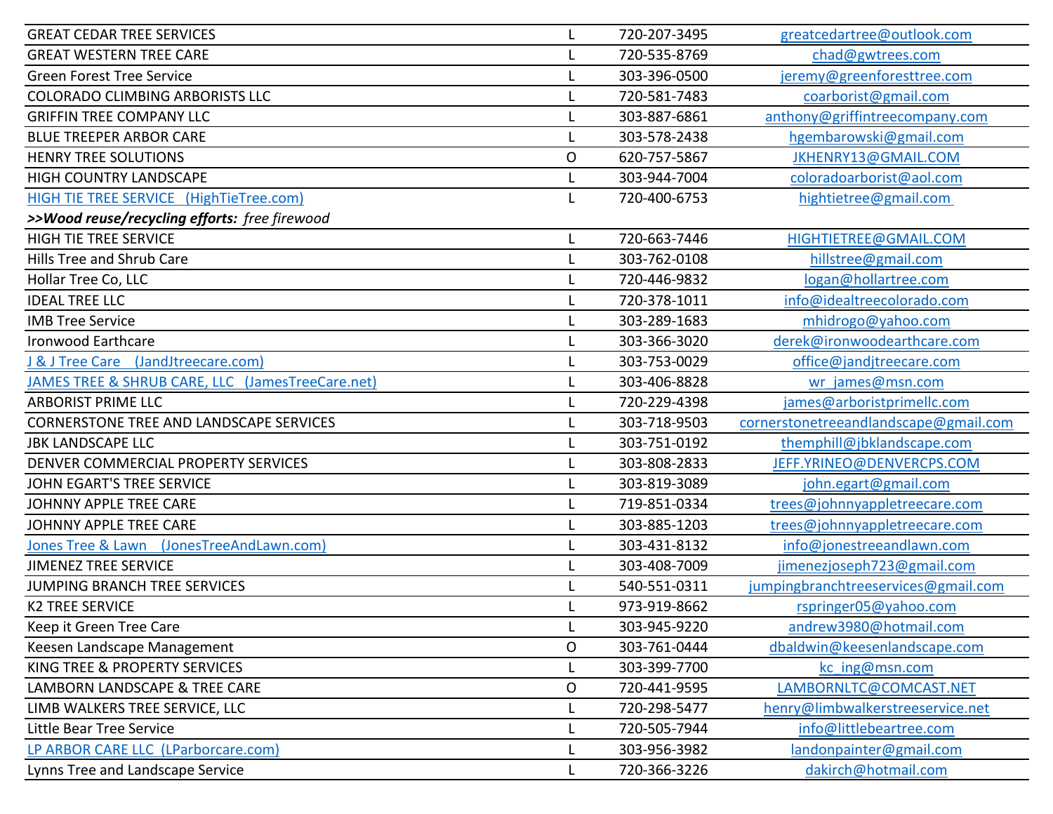| | | | |
|---|---|---|---|
| GREAT CEDAR TREE SERVICES | L | 720-207-3495 | greatcedartree@outlook.com |
| GREAT WESTERN TREE CARE | L | 720-535-8769 | chad@gwtrees.com |
| Green Forest Tree Service | L | 303-396-0500 | jeremy@greenforesttree.com |
| COLORADO CLIMBING ARBORISTS LLC | L | 720-581-7483 | coarborist@gmail.com |
| GRIFFIN TREE COMPANY LLC | L | 303-887-6861 | anthony@griffintreecompany.com |
| BLUE TREEPER ARBOR CARE | L | 303-578-2438 | hgembarowski@gmail.com |
| HENRY TREE SOLUTIONS | O | 620-757-5867 | JKHENRY13@GMAIL.COM |
| HIGH COUNTRY LANDSCAPE | L | 303-944-7004 | coloradoarborist@aol.com |
| HIGH TIE TREE SERVICE (HighTieTree.com) | L | 720-400-6753 | hightietree@gmail.com |
| ***>>Wood reuse/recycling efforts:*** *free firewood* | | | |
| HIGH TIE TREE SERVICE | L | 720-663-7446 | HIGHTIETREE@GMAIL.COM |
| Hills Tree and Shrub Care | L | 303-762-0108 | hillstree@gmail.com |
| Hollar Tree Co, LLC | L | 720-446-9832 | logan@hollartree.com |
| IDEAL TREE LLC | L | 720-378-1011 | info@idealtreecolorado.com |
| IMB Tree Service | L | 303-289-1683 | mhidrogo@yahoo.com |
| Ironwood Earthcare | L | 303-366-3020 | derek@ironwoodearthcare.com |
| J & J Tree Care (JandJtreecare.com) | L | 303-753-0029 | office@jandjtreecare.com |
| JAMES TREE & SHRUB CARE, LLC (JamesTreeCare.net) | L | 303-406-8828 | wr_james@msn.com |
| ARBORIST PRIME LLC | L | 720-229-4398 | james@arboristprimellc.com |
| CORNERSTONE TREE AND LANDSCAPE SERVICES | L | 303-718-9503 | cornerstonetreeandlandscape@gmail.com |
| JBK LANDSCAPE LLC | L | 303-751-0192 | themphill@jbklandscape.com |
| DENVER COMMERCIAL PROPERTY SERVICES | L | 303-808-2833 | JEFF.YRINEO@DENVERCPS.COM |
| JOHN EGART'S TREE SERVICE | L | 303-819-3089 | john.egart@gmail.com |
| JOHNNY APPLE TREE CARE | L | 719-851-0334 | trees@johnnyappletreecare.com |
| JOHNNY APPLE TREE CARE | L | 303-885-1203 | trees@johnnyappletreecare.com |
| Jones Tree & Lawn (JonesTreeAndLawn.com) | L | 303-431-8132 | info@jonestreeandlawn.com |
| JIMENEZ TREE SERVICE | L | 303-408-7009 | jimenezjoseph723@gmail.com |
| JUMPING BRANCH TREE SERVICES | L | 540-551-0311 | jumpingbranchtreeservices@gmail.com |
| K2 TREE SERVICE | L | 973-919-8662 | rspringer05@yahoo.com |
| Keep it Green Tree Care | L | 303-945-9220 | andrew3980@hotmail.com |
| Keesen Landscape Management | O | 303-761-0444 | dbaldwin@keesenlandscape.com |
| KING TREE & PROPERTY SERVICES | L | 303-399-7700 | kc_ing@msn.com |
| LAMBORN LANDSCAPE & TREE CARE | O | 720-441-9595 | LAMBORNLTC@COMCAST.NET |
| LIMB WALKERS TREE SERVICE, LLC | L | 720-298-5477 | henry@limbwalkerstreeservice.net |
| Little Bear Tree Service | L | 720-505-7944 | info@littlebeartree.com |
| LP ARBOR CARE LLC (LParborcare.com) | L | 303-956-3982 | landonpainter@gmail.com |
| Lynns Tree and Landscape Service | L | 720-366-3226 | dakirch@hotmail.com |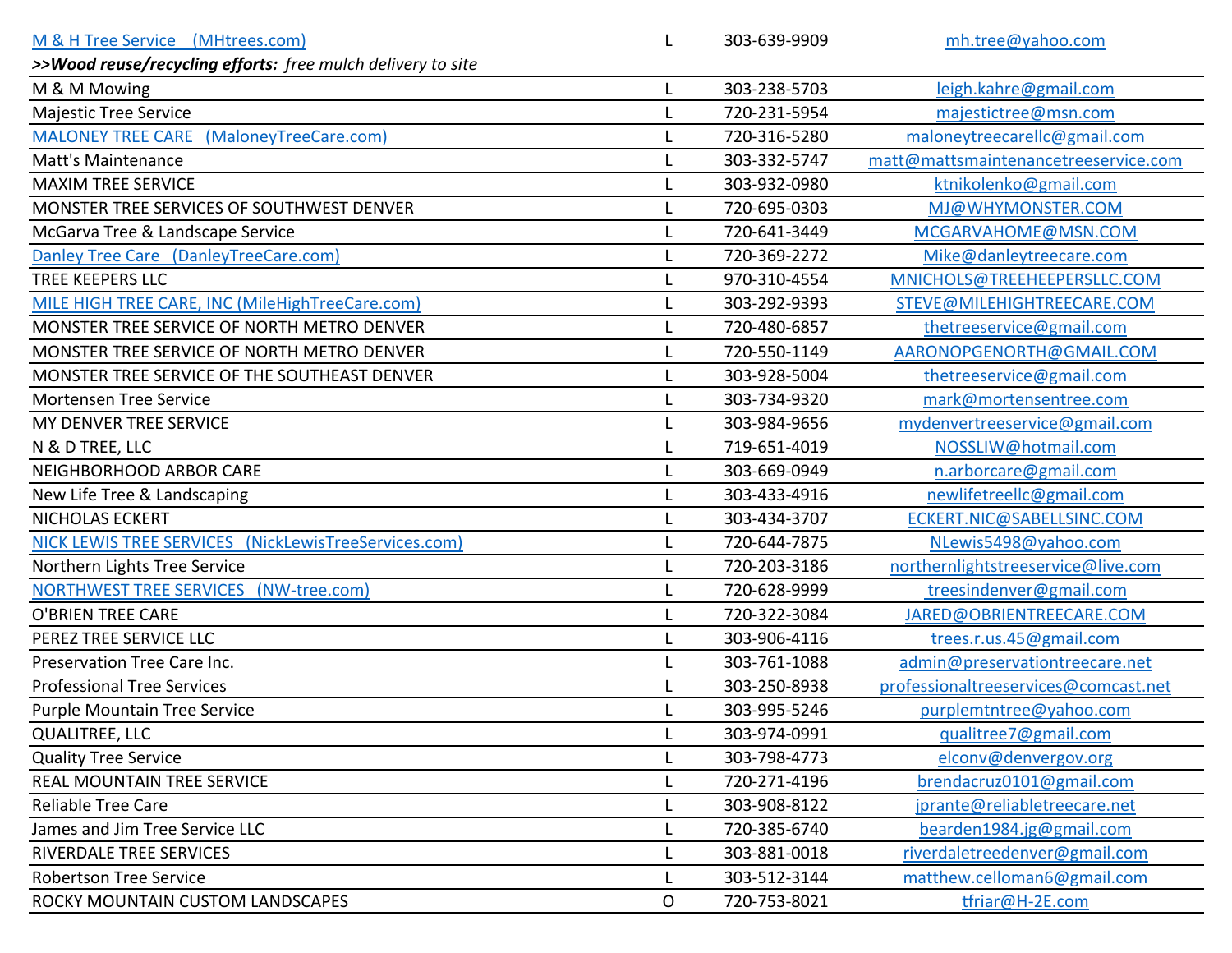| | | | |
|---|---|---|---|
| M & H Tree Service (MHtrees.com) | L | 303-639-9909 | mh.tree@yahoo.com |
| ***>>Wood reuse/recycling efforts:** free mulch delivery to site* | | | |
| M & M Mowing | L | 303-238-5703 | leigh.kahre@gmail.com |
| Majestic Tree Service | L | 720-231-5954 | majestictree@msn.com |
| MALONEY TREE CARE (MaloneyTreeCare.com) | L | 720-316-5280 | maloneytreecarellc@gmail.com |
| Matt's Maintenance | L | 303-332-5747 | matt@mattsmaintenancetreeservice.com |
| MAXIM TREE SERVICE | L | 303-932-0980 | ktnikolenko@gmail.com |
| MONSTER TREE SERVICES OF SOUTHWEST DENVER | L | 720-695-0303 | MJ@WHYMONSTER.COM |
| McGarva Tree & Landscape Service | L | 720-641-3449 | MCGARVAHOME@MSN.COM |
| Danley Tree Care (DanleyTreeCare.com) | L | 720-369-2272 | Mike@danleytreecare.com |
| TREE KEEPERS LLC | L | 970-310-4554 | MNICHOLS@TREEHEEPERSLLC.COM |
| MILE HIGH TREE CARE, INC (MileHighTreeCare.com) | L | 303-292-9393 | STEVE@MILEHIGHTREECARE.COM |
| MONSTER TREE SERVICE OF NORTH METRO DENVER | L | 720-480-6857 | thetreeservice@gmail.com |
| MONSTER TREE SERVICE OF NORTH METRO DENVER | L | 720-550-1149 | AARONOPGENORTH@GMAIL.COM |
| MONSTER TREE SERVICE OF THE SOUTHEAST DENVER | L | 303-928-5004 | thetreeservice@gmail.com |
| Mortensen Tree Service | L | 303-734-9320 | mark@mortensentree.com |
| MY DENVER TREE SERVICE | L | 303-984-9656 | mydenvertreeservice@gmail.com |
| N & D TREE, LLC | L | 719-651-4019 | NOSSLIW@hotmail.com |
| NEIGHBORHOOD ARBOR CARE | L | 303-669-0949 | n.arborcare@gmail.com |
| New Life Tree & Landscaping | L | 303-433-4916 | newlifetreellc@gmail.com |
| NICHOLAS ECKERT | L | 303-434-3707 | ECKERT.NIC@SABELLSINC.COM |
| NICK LEWIS TREE SERVICES (NickLewisTreeServices.com) | L | 720-644-7875 | NLewis5498@yahoo.com |
| Northern Lights Tree Service | L | 720-203-3186 | northernlightstreeservice@live.com |
| NORTHWEST TREE SERVICES (NW-tree.com) | L | 720-628-9999 | treesindenver@gmail.com |
| O'BRIEN TREE CARE | L | 720-322-3084 | JARED@OBRIENTREECARE.COM |
| PEREZ TREE SERVICE LLC | L | 303-906-4116 | trees.r.us.45@gmail.com |
| Preservation Tree Care Inc. | L | 303-761-1088 | admin@preservationtreecare.net |
| Professional Tree Services | L | 303-250-8938 | professionaltreeservices@comcast.net |
| Purple Mountain Tree Service | L | 303-995-5246 | purplemtntree@yahoo.com |
| QUALITREE, LLC | L | 303-974-0991 | qualitree7@gmail.com |
| Quality Tree Service | L | 303-798-4773 | elconv@denvergov.org |
| REAL MOUNTAIN TREE SERVICE | L | 720-271-4196 | brendacruz0101@gmail.com |
| Reliable Tree Care | L | 303-908-8122 | jprante@reliabletreecare.net |
| James and Jim Tree Service LLC | L | 720-385-6740 | bearden1984.jg@gmail.com |
| RIVERDALE TREE SERVICES | L | 303-881-0018 | riverdaletreedenver@gmail.com |
| Robertson Tree Service | L | 303-512-3144 | matthew.celloman6@gmail.com |
| ROCKY MOUNTAIN CUSTOM LANDSCAPES | O | 720-753-8021 | tfriar@H-2E.com |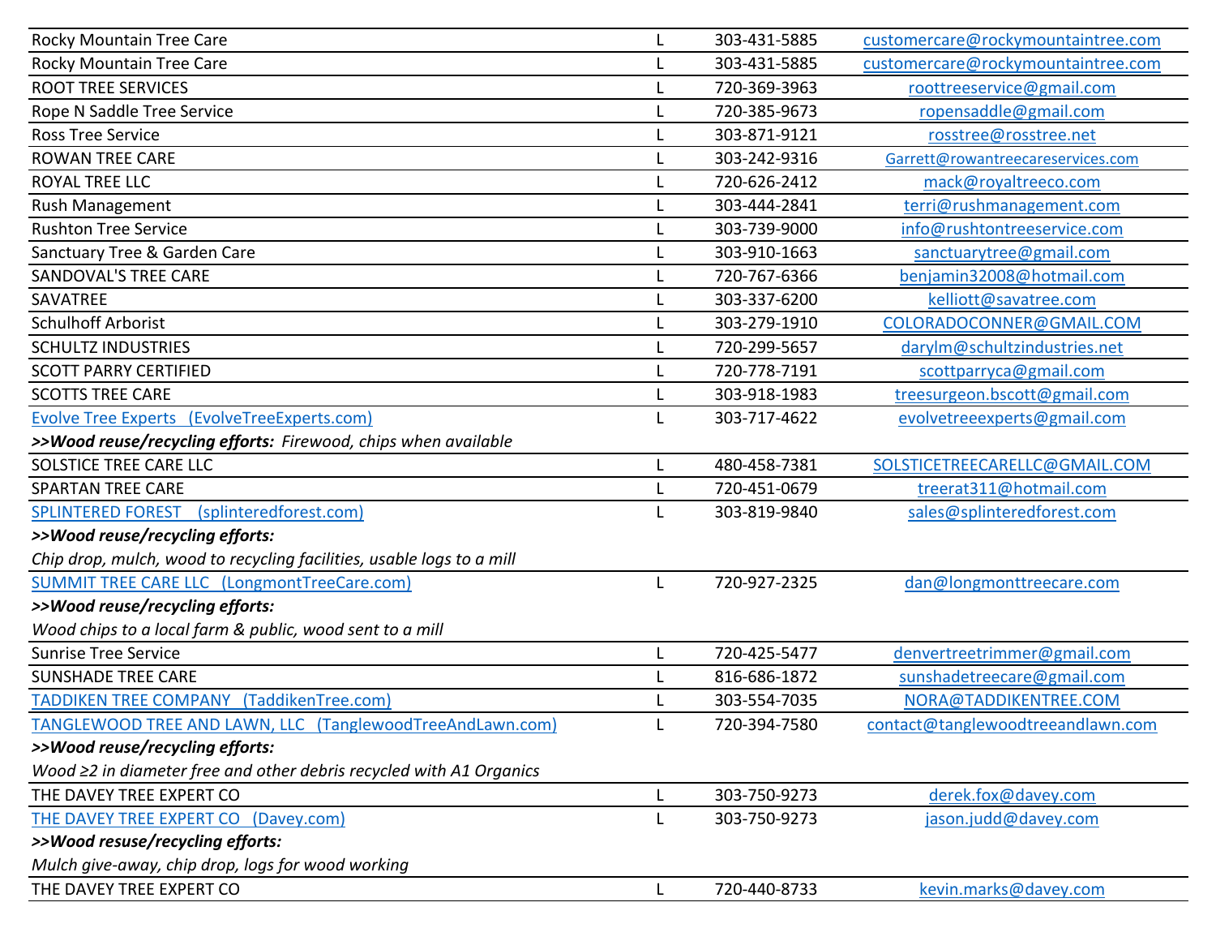| | | | |
|---|---|---|---|
| Rocky Mountain Tree Care | L | 303-431-5885 | customercare@rockymountaintree.com |
| Rocky Mountain Tree Care | L | 303-431-5885 | customercare@rockymountaintree.com |
| ROOT TREE SERVICES | L | 720-369-3963 | roottreeservice@gmail.com |
| Rope N Saddle Tree Service | L | 720-385-9673 | ropensaddle@gmail.com |
| Ross Tree Service | L | 303-871-9121 | rosstree@rosstree.net |
| ROWAN TREE CARE | L | 303-242-9316 | Garrett@rowantreecareservices.com |
| ROYAL TREE LLC | L | 720-626-2412 | mack@royaltreeco.com |
| Rush Management | L | 303-444-2841 | terri@rushmanagement.com |
| Rushton Tree Service | L | 303-739-9000 | info@rushtontreeservice.com |
| Sanctuary Tree & Garden Care | L | 303-910-1663 | sanctuarytree@gmail.com |
| SANDOVAL'S TREE CARE | L | 720-767-6366 | benjamin32008@hotmail.com |
| SAVATREE | L | 303-337-6200 | kelliott@savatree.com |
| Schulhoff Arborist | L | 303-279-1910 | COLORADOCONNER@GMAIL.COM |
| SCHULTZ INDUSTRIES | L | 720-299-5657 | darylm@schultzindustries.net |
| SCOTT PARRY CERTIFIED | L | 720-778-7191 | scottparryca@gmail.com |
| SCOTTS TREE CARE | L | 303-918-1983 | treesurgeon.bscott@gmail.com |
| Evolve Tree Experts (EvolveTreeExperts.com)<br>***>>Wood reuse/recycling efforts:*** *Firewood, chips when available* | L | 303-717-4622 | evolvetreeexperts@gmail.com |
| SOLSTICE TREE CARE LLC | L | 480-458-7381 | SOLSTICETREECARELLC@GMAIL.COM |
| SPARTAN TREE CARE | L | 720-451-0679 | treerat311@hotmail.com |
| SPLINTERED FOREST (splinteredforest.com)<br>***>>Wood reuse/recycling efforts:***<br>*Chip drop, mulch, wood to recycling facilities, usable logs to a mill* | L | 303-819-9840 | sales@splinteredforest.com |
| SUMMIT TREE CARE LLC (LongmontTreeCare.com)<br>***>>Wood reuse/recycling efforts:***<br>*Wood chips to a local farm & public, wood sent to a mill* | L | 720-927-2325 | dan@longmonttreecare.com |
| Sunrise Tree Service | L | 720-425-5477 | denvertreetrimmer@gmail.com |
| SUNSHADE TREE CARE | L | 816-686-1872 | sunshadetreecare@gmail.com |
| TADDIKEN TREE COMPANY (TaddikenTree.com) | L | 303-554-7035 | NORA@TADDIKENTREE.COM |
| TANGLEWOOD TREE AND LAWN, LLC (TanglewoodTreeAndLawn.com)<br>***>>Wood reuse/recycling efforts:***<br>*Wood ≥2 in diameter free and other debris recycled with A1 Organics* | L | 720-394-7580 | contact@tanglewoodtreeandlawn.com |
| THE DAVEY TREE EXPERT CO | L | 303-750-9273 | derek.fox@davey.com |
| THE DAVEY TREE EXPERT CO (Davey.com)<br>***>>Wood resuse/recycling efforts:***<br>*Mulch give-away, chip drop, logs for wood working* | L | 303-750-9273 | jason.judd@davey.com |
| THE DAVEY TREE EXPERT CO | L | 720-440-8733 | kevin.marks@davey.com |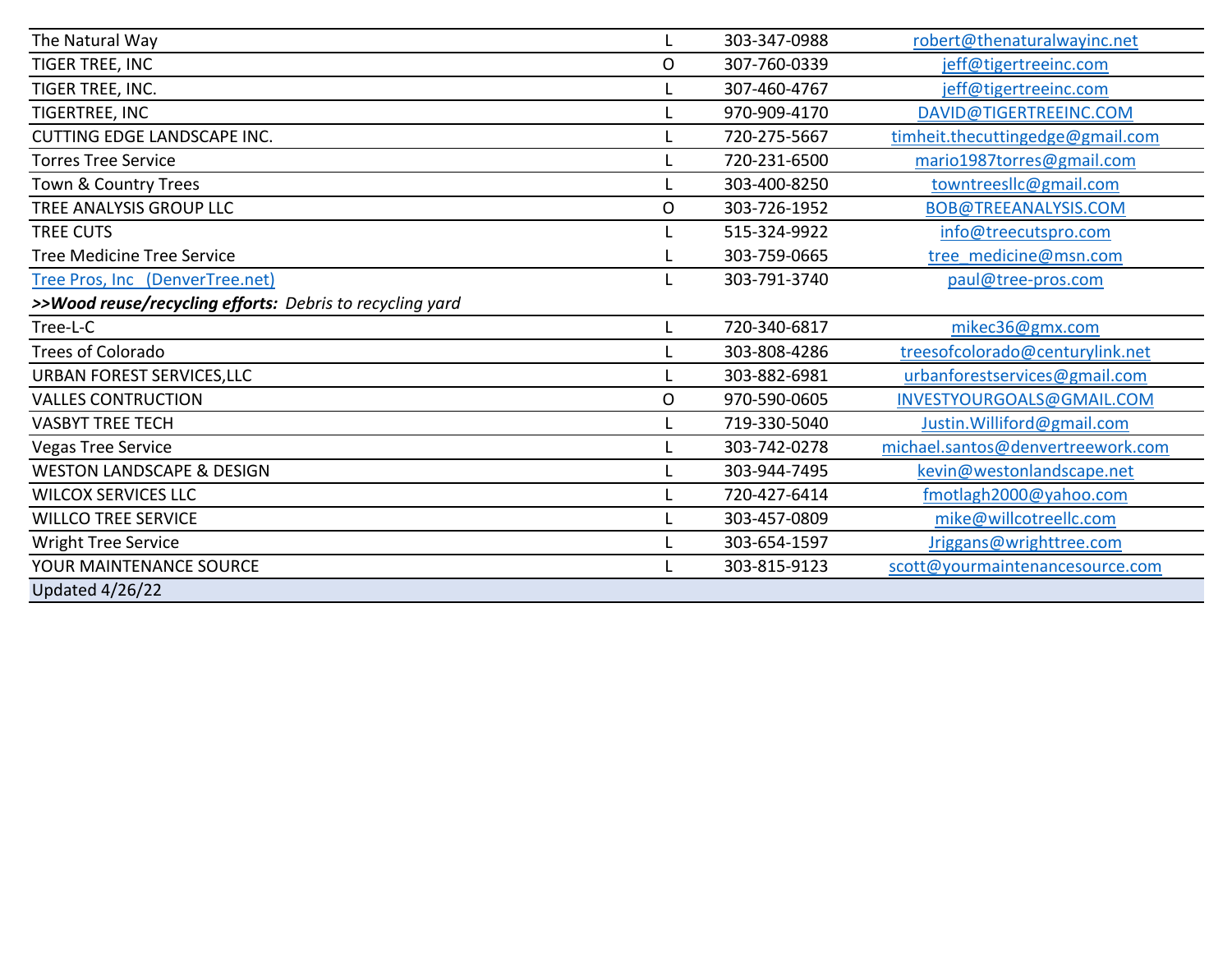| | | | |
|---|---|---|---|
| The Natural Way | L | 303-347-0988 | robert@thenaturalwayinc.net |
| TIGER TREE, INC | O | 307-760-0339 | jeff@tigertreeinc.com |
| TIGER TREE, INC. | L | 307-460-4767 | jeff@tigertreeinc.com |
| TIGERTREE, INC | L | 970-909-4170 | DAVID@TIGERTREEINC.COM |
| CUTTING EDGE LANDSCAPE INC. | L | 720-275-5667 | timheit.thecuttingedge@gmail.com |
| Torres Tree Service | L | 720-231-6500 | mario1987torres@gmail.com |
| Town & Country Trees | L | 303-400-8250 | towntreesllc@gmail.com |
| TREE ANALYSIS GROUP LLC | O | 303-726-1952 | BOB@TREEANALYSIS.COM |
| TREE CUTS | L | 515-324-9922 | info@treecutspro.com |
| Tree Medicine Tree Service | L | 303-759-0665 | tree_medicine@msn.com |
| Tree Pros, Inc (DenverTree.net) | L | 303-791-3740 | paul@tree-pros.com |
| ***>>Wood reuse/recycling efforts:*** *Debris to recycling yard* | | | |
| Tree-L-C | L | 720-340-6817 | mikec36@gmx.com |
| Trees of Colorado | L | 303-808-4286 | treesofcolorado@centurylink.net |
| URBAN FOREST SERVICES,LLC | L | 303-882-6981 | urbanforestservices@gmail.com |
| VALLES CONTRUCTION | O | 970-590-0605 | INVESTYOURGOALS@GMAIL.COM |
| VASBYT TREE TECH | L | 719-330-5040 | Justin.Williford@gmail.com |
| Vegas Tree Service | L | 303-742-0278 | michael.santos@denvertreework.com |
| WESTON LANDSCAPE & DESIGN | L | 303-944-7495 | kevin@westonlandscape.net |
| WILCOX SERVICES LLC | L | 720-427-6414 | fmotlagh2000@yahoo.com |
| WILLCO TREE SERVICE | L | 303-457-0809 | mike@willcotreellc.com |
| Wright Tree Service | L | 303-654-1597 | Jriggans@wrighttree.com |
| YOUR MAINTENANCE SOURCE | L | 303-815-9123 | scott@yourmaintenancesource.com |
| Updated 4/26/22 | | | |